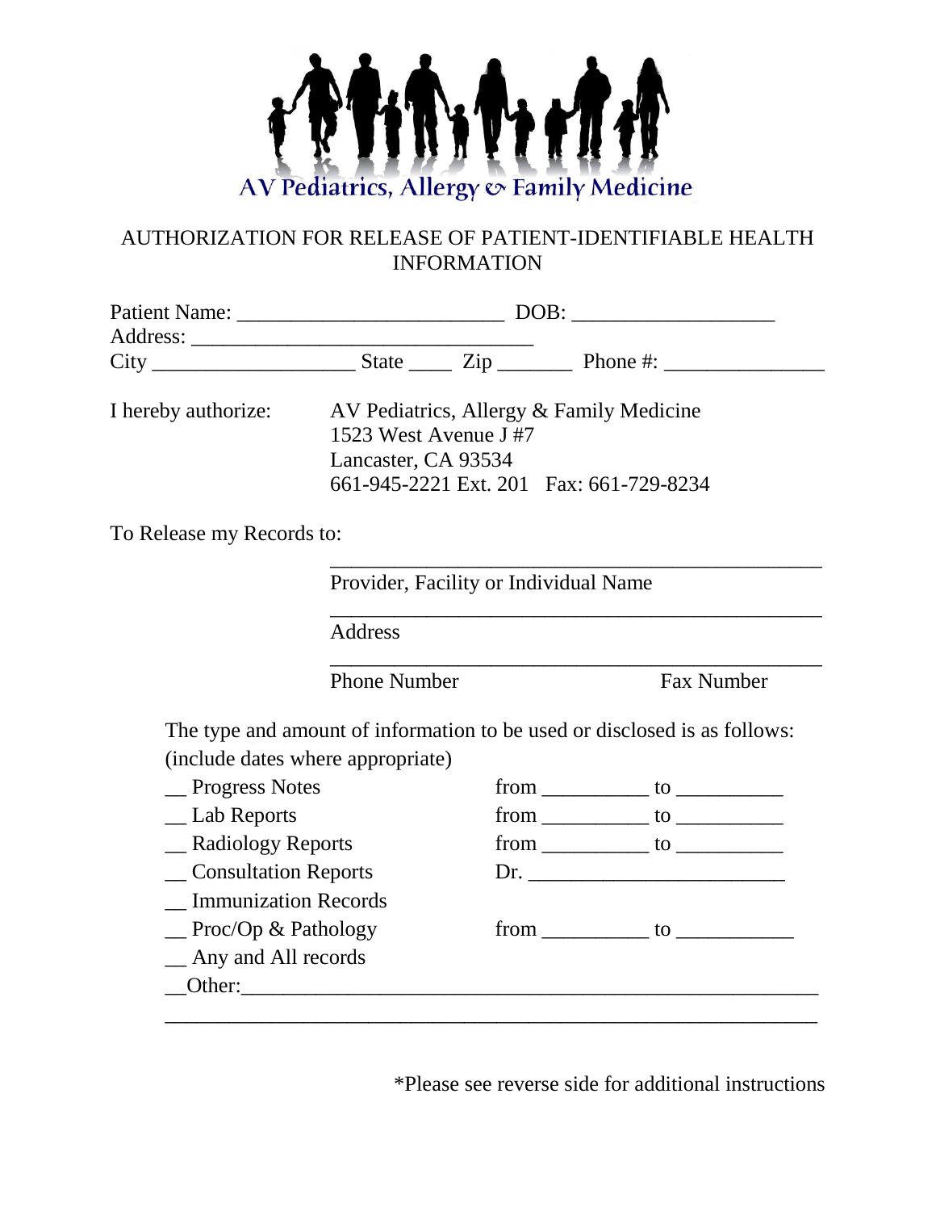AV Pediatrics, Allergy & Family Medicine

# AUTHORIZATION FOR RELEASE OF PATIENT-IDENTIFIABLE HEALTH INFORMATION

Patient Name: _________________________ DOB: ___________________
Address: _______________________________
City ___________________ State ____ Zip _______ Phone #: _______________

I hereby authorize: AV Pediatrics, Allergy & Family Medicine
1523 West Avenue J #7
Lancaster, CA 93534
661-945-2221 Ext. 201 Fax: 661-729-8234

To Release my Records to:

_______________________________________________
Provider, Facility or Individual Name

_______________________________________________
Address

_______________________________________________
Phone Number Fax Number

The type and amount of information to be used or disclosed is as follows:
(include dates where appropriate)

__ Progress Notes from __________ to __________
__ Lab Reports from __________ to __________
__ Radiology Reports from __________ to __________
__ Consultation Reports Dr. ________________________
__ Immunization Records
__ Proc/Op & Pathology from __________ to ___________
__ Any and All records
__Other:_____________________________________________________
_______________________________________________________________

*Please see reverse side for additional instructions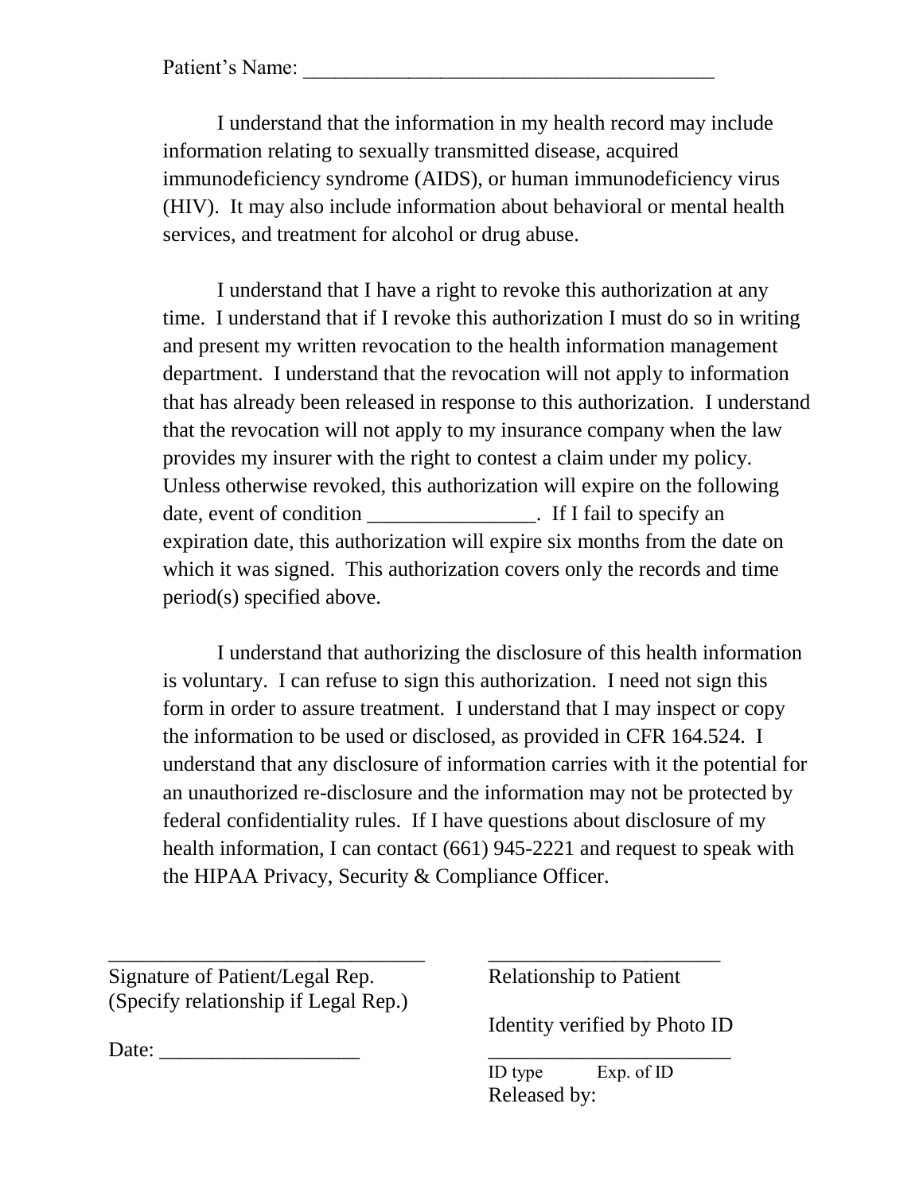Patient's Name: ________________________________________

I understand that the information in my health record may include information relating to sexually transmitted disease, acquired immunodeficiency syndrome (AIDS), or human immunodeficiency virus (HIV). It may also include information about behavioral or mental health services, and treatment for alcohol or drug abuse.

I understand that I have a right to revoke this authorization at any time. I understand that if I revoke this authorization I must do so in writing and present my written revocation to the health information management department. I understand that the revocation will not apply to information that has already been released in response to this authorization. I understand that the revocation will not apply to my insurance company when the law provides my insurer with the right to contest a claim under my policy. Unless otherwise revoked, this authorization will expire on the following date, event of condition ________________. If I fail to specify an expiration date, this authorization will expire six months from the date on which it was signed. This authorization covers only the records and time period(s) specified above.

I understand that authorizing the disclosure of this health information is voluntary. I can refuse to sign this authorization. I need not sign this form in order to assure treatment. I understand that I may inspect or copy the information to be used or disclosed, as provided in CFR 164.524. I understand that any disclosure of information carries with it the potential for an unauthorized re-disclosure and the information may not be protected by federal confidentiality rules. If I have questions about disclosure of my health information, I can contact (661) 945-2221 and request to speak with the HIPAA Privacy, Security & Compliance Officer.

______________________________
Signature of Patient/Legal Rep.
(Specify relationship if Legal Rep.)

Date: ___________________

______________________
Relationship to Patient

Identity verified by Photo ID

______________________
ID type Exp. of ID

Released by: